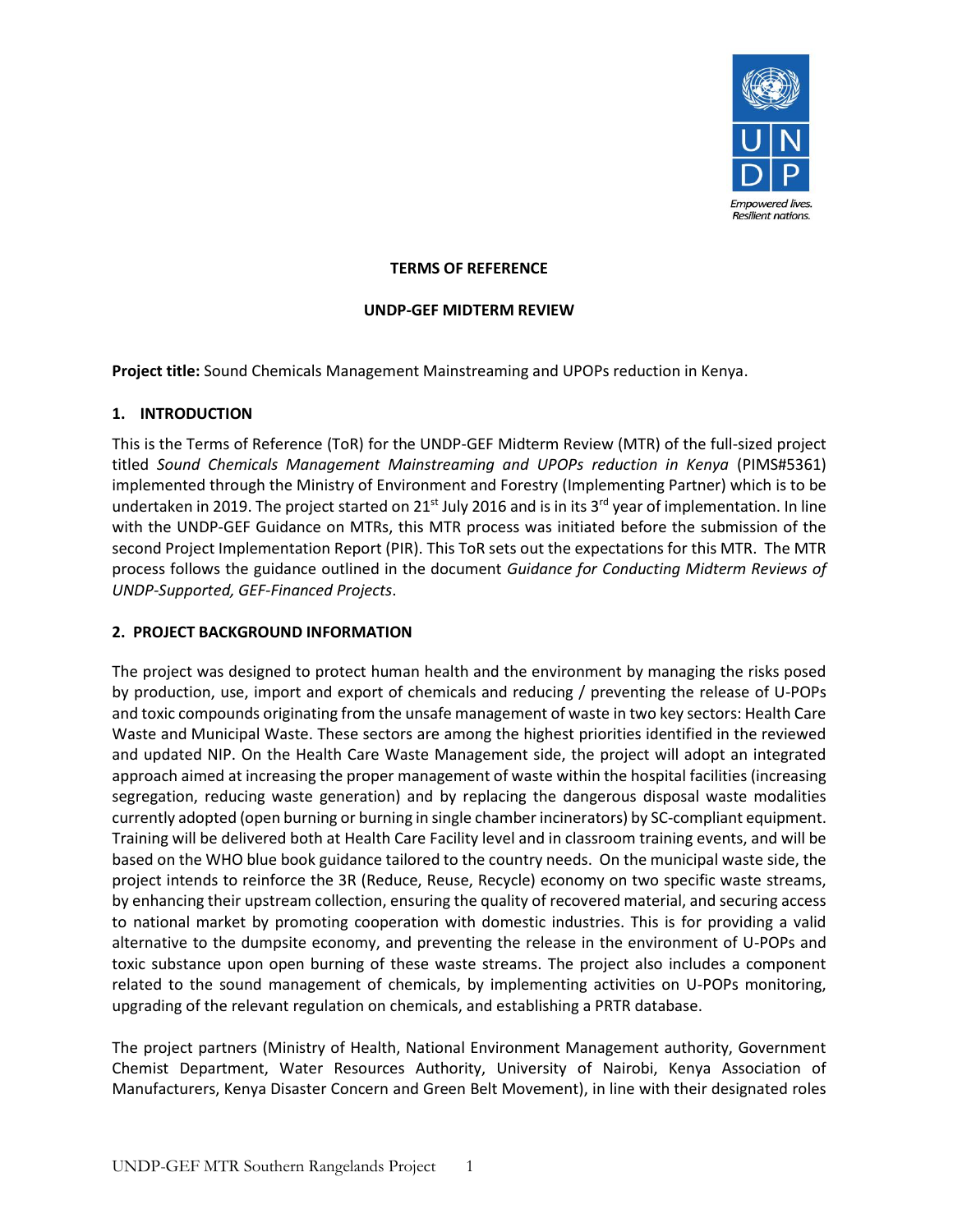**TERMS OF REFERENCE**

**UNDP-GEF MIDTERM REVIEW**

**Project title:** Sound Chemicals Management Mainstreaming and UPOPs reduction in Kenya.

## 1. INTRODUCTION

This is the Terms of Reference (ToR) for the UNDP-GEF Midterm Review (MTR) of the full-sized project titled *Sound Chemicals Management Mainstreaming and UPOPs reduction in Kenya* (PIMS#5361) implemented through the Ministry of Environment and Forestry (Implementing Partner) which is to be undertaken in 2019. The project started on 21st July 2016 and is in its 3rd year of implementation. In line with the UNDP-GEF Guidance on MTRs, this MTR process was initiated before the submission of the second Project Implementation Report (PIR). This ToR sets out the expectations for this MTR. The MTR process follows the guidance outlined in the document *Guidance for Conducting Midterm Reviews of UNDP-Supported, GEF-Financed Projects*.

## 2. PROJECT BACKGROUND INFORMATION

The project was designed to protect human health and the environment by managing the risks posed by production, use, import and export of chemicals and reducing / preventing the release of U-POPs and toxic compounds originating from the unsafe management of waste in two key sectors: Health Care Waste and Municipal Waste. These sectors are among the highest priorities identified in the reviewed and updated NIP. On the Health Care Waste Management side, the project will adopt an integrated approach aimed at increasing the proper management of waste within the hospital facilities (increasing segregation, reducing waste generation) and by replacing the dangerous disposal waste modalities currently adopted (open burning or burning in single chamber incinerators) by SC-compliant equipment. Training will be delivered both at Health Care Facility level and in classroom training events, and will be based on the WHO blue book guidance tailored to the country needs. On the municipal waste side, the project intends to reinforce the 3R (Reduce, Reuse, Recycle) economy on two specific waste streams, by enhancing their upstream collection, ensuring the quality of recovered material, and securing access to national market by promoting cooperation with domestic industries. This is for providing a valid alternative to the dumpsite economy, and preventing the release in the environment of U-POPs and toxic substance upon open burning of these waste streams. The project also includes a component related to the sound management of chemicals, by implementing activities on U-POPs monitoring, upgrading of the relevant regulation on chemicals, and establishing a PRTR database.

The project partners (Ministry of Health, National Environment Management authority, Government Chemist Department, Water Resources Authority, University of Nairobi, Kenya Association of Manufacturers, Kenya Disaster Concern and Green Belt Movement), in line with their designated roles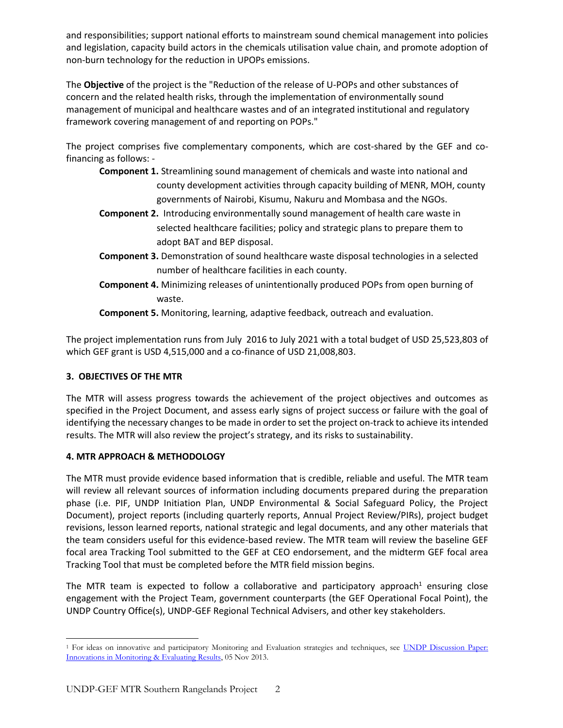and responsibilities; support national efforts to mainstream sound chemical management into policies and legislation, capacity build actors in the chemicals utilisation value chain, and promote adoption of non-burn technology for the reduction in UPOPs emissions.

The **Objective** of the project is the "Reduction of the release of U-POPs and other substances of concern and the related health risks, through the implementation of environmentally sound management of municipal and healthcare wastes and of an integrated institutional and regulatory framework covering management of and reporting on POPs."

The project comprises five complementary components, which are cost-shared by the GEF and co-financing as follows: -

- **Component 1.** Streamlining sound management of chemicals and waste into national and county development activities through capacity building of MENR, MOH, county governments of Nairobi, Kisumu, Nakuru and Mombasa and the NGOs.
- **Component 2.** Introducing environmentally sound management of health care waste in selected healthcare facilities; policy and strategic plans to prepare them to adopt BAT and BEP disposal.
- **Component 3.** Demonstration of sound healthcare waste disposal technologies in a selected number of healthcare facilities in each county.
- **Component 4.** Minimizing releases of unintentionally produced POPs from open burning of waste.
- **Component 5.** Monitoring, learning, adaptive feedback, outreach and evaluation.

The project implementation runs from July 2016 to July 2021 with a total budget of USD 25,523,803 of which GEF grant is USD 4,515,000 and a co-finance of USD 21,008,803.

## 3. OBJECTIVES OF THE MTR

The MTR will assess progress towards the achievement of the project objectives and outcomes as specified in the Project Document, and assess early signs of project success or failure with the goal of identifying the necessary changes to be made in order to set the project on-track to achieve its intended results. The MTR will also review the project's strategy, and its risks to sustainability.

## 4. MTR APPROACH & METHODOLOGY

The MTR must provide evidence based information that is credible, reliable and useful. The MTR team will review all relevant sources of information including documents prepared during the preparation phase (i.e. PIF, UNDP Initiation Plan, UNDP Environmental & Social Safeguard Policy, the Project Document), project reports (including quarterly reports, Annual Project Review/PIRs), project budget revisions, lesson learned reports, national strategic and legal documents, and any other materials that the team considers useful for this evidence-based review. The MTR team will review the baseline GEF focal area Tracking Tool submitted to the GEF at CEO endorsement, and the midterm GEF focal area Tracking Tool that must be completed before the MTR field mission begins.

The MTR team is expected to follow a collaborative and participatory approach[1] ensuring close engagement with the Project Team, government counterparts (the GEF Operational Focal Point), the UNDP Country Office(s), UNDP-GEF Regional Technical Advisers, and other key stakeholders.

[1] For ideas on innovative and participatory Monitoring and Evaluation strategies and techniques, see UNDP Discussion Paper: Innovations in Monitoring & Evaluating Results, 05 Nov 2013.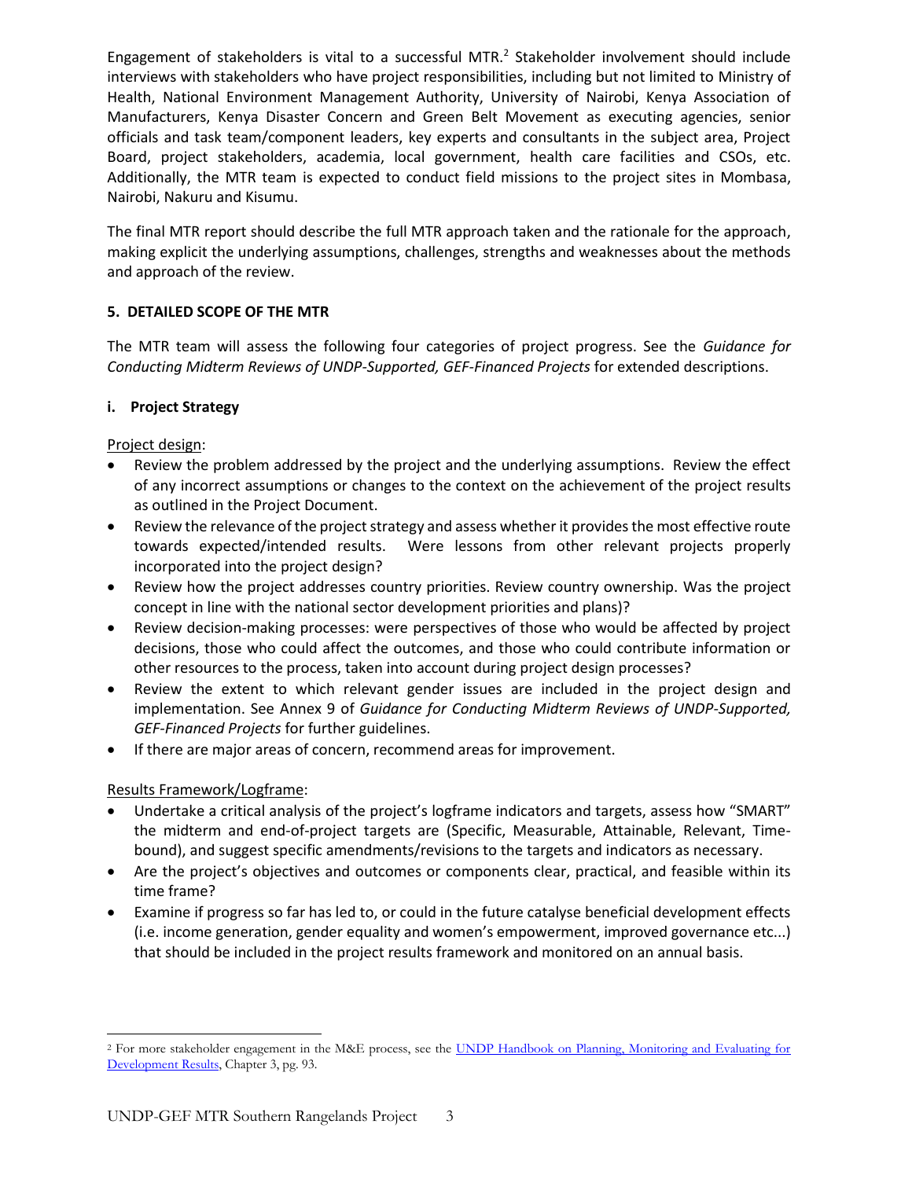Engagement of stakeholders is vital to a successful MTR.[2] Stakeholder involvement should include interviews with stakeholders who have project responsibilities, including but not limited to Ministry of Health, National Environment Management Authority, University of Nairobi, Kenya Association of Manufacturers, Kenya Disaster Concern and Green Belt Movement as executing agencies, senior officials and task team/component leaders, key experts and consultants in the subject area, Project Board, project stakeholders, academia, local government, health care facilities and CSOs, etc. Additionally, the MTR team is expected to conduct field missions to the project sites in Mombasa, Nairobi, Nakuru and Kisumu.

The final MTR report should describe the full MTR approach taken and the rationale for the approach, making explicit the underlying assumptions, challenges, strengths and weaknesses about the methods and approach of the review.

**5. DETAILED SCOPE OF THE MTR**

The MTR team will assess the following four categories of project progress. See the *Guidance for Conducting Midterm Reviews of UNDP-Supported, GEF-Financed Projects* for extended descriptions.

**i. Project Strategy**

Project design:

- Review the problem addressed by the project and the underlying assumptions. Review the effect of any incorrect assumptions or changes to the context on the achievement of the project results as outlined in the Project Document.
- Review the relevance of the project strategy and assess whether it provides the most effective route towards expected/intended results. Were lessons from other relevant projects properly incorporated into the project design?
- Review how the project addresses country priorities. Review country ownership. Was the project concept in line with the national sector development priorities and plans)?
- Review decision-making processes: were perspectives of those who would be affected by project decisions, those who could affect the outcomes, and those who could contribute information or other resources to the process, taken into account during project design processes?
- Review the extent to which relevant gender issues are included in the project design and implementation. See Annex 9 of *Guidance for Conducting Midterm Reviews of UNDP-Supported, GEF-Financed Projects* for further guidelines.
- If there are major areas of concern, recommend areas for improvement.

Results Framework/Logframe:

- Undertake a critical analysis of the project's logframe indicators and targets, assess how "SMART" the midterm and end-of-project targets are (Specific, Measurable, Attainable, Relevant, Time-bound), and suggest specific amendments/revisions to the targets and indicators as necessary.
- Are the project's objectives and outcomes or components clear, practical, and feasible within its time frame?
- Examine if progress so far has led to, or could in the future catalyse beneficial development effects (i.e. income generation, gender equality and women's empowerment, improved governance etc...) that should be included in the project results framework and monitored on an annual basis.

[2] For more stakeholder engagement in the M&E process, see the UNDP Handbook on Planning, Monitoring and Evaluating for Development Results, Chapter 3, pg. 93.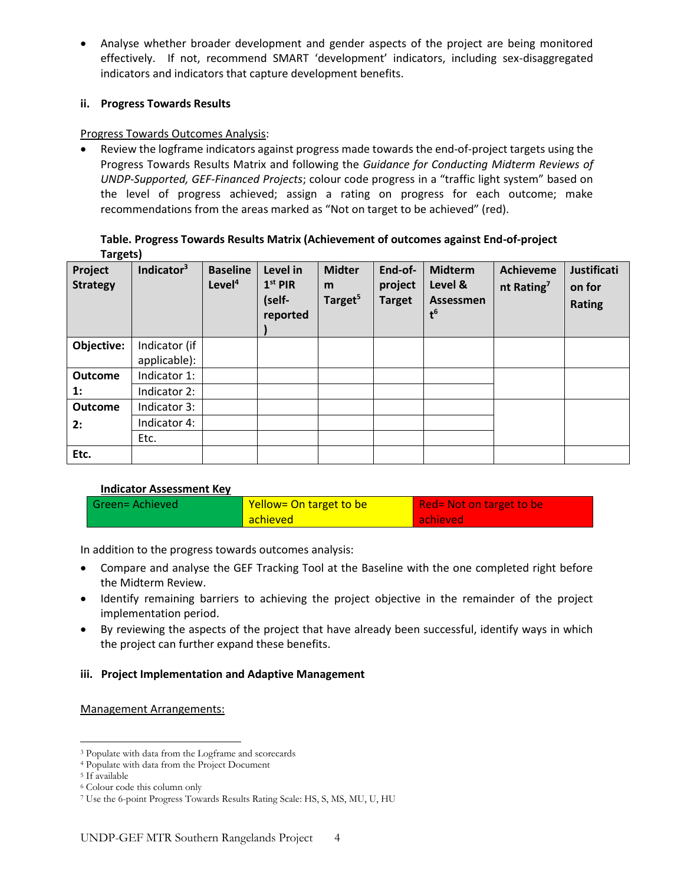- Analyse whether broader development and gender aspects of the project are being monitored effectively. If not, recommend SMART 'development' indicators, including sex-disaggregated indicators and indicators that capture development benefits.

### ii. Progress Towards Results

Progress Towards Outcomes Analysis:

- Review the logframe indicators against progress made towards the end-of-project targets using the Progress Towards Results Matrix and following the *Guidance for Conducting Midterm Reviews of UNDP-Supported, GEF-Financed Projects*; colour code progress in a "traffic light system" based on the level of progress achieved; assign a rating on progress for each outcome; make recommendations from the areas marked as "Not on target to be achieved" (red).

**Table. Progress Towards Results Matrix (Achievement of outcomes against End-of-project Targets)**

| Project Strategy | Indicator[3] | Baseline Level[4] | Level in 1st PIR (self-reported) | Midterm Target[5] | End-of-project Target | Midterm Level & Assessment[6] | Achievement Rating[7] | Justification for Rating |
|---|---|---|---|---|---|---|---|---|
| **Objective:** | Indicator (if applicable): | | | | | | | |
| **Outcome 1:** | Indicator 1: | | | | | | | |
| | Indicator 2: | | | | | | | |
| **Outcome 2:** | Indicator 3: | | | | | | | |
| | Indicator 4: | | | | | | | |
| | Etc. | | | | | | | |
| **Etc.** | | | | | | | | |

**Indicator Assessment Key**

| Green= Achieved | Yellow= On target to be achieved | Red= Not on target to be achieved |
|---|---|---|

In addition to the progress towards outcomes analysis:

- Compare and analyse the GEF Tracking Tool at the Baseline with the one completed right before the Midterm Review.
- Identify remaining barriers to achieving the project objective in the remainder of the project implementation period.
- By reviewing the aspects of the project that have already been successful, identify ways in which the project can further expand these benefits.

### iii. Project Implementation and Adaptive Management

Management Arrangements:

---

[3] Populate with data from the Logframe and scorecards

[4] Populate with data from the Project Document

[5] If available

[6] Colour code this column only

[7] Use the 6-point Progress Towards Results Rating Scale: HS, S, MS, MU, U, HU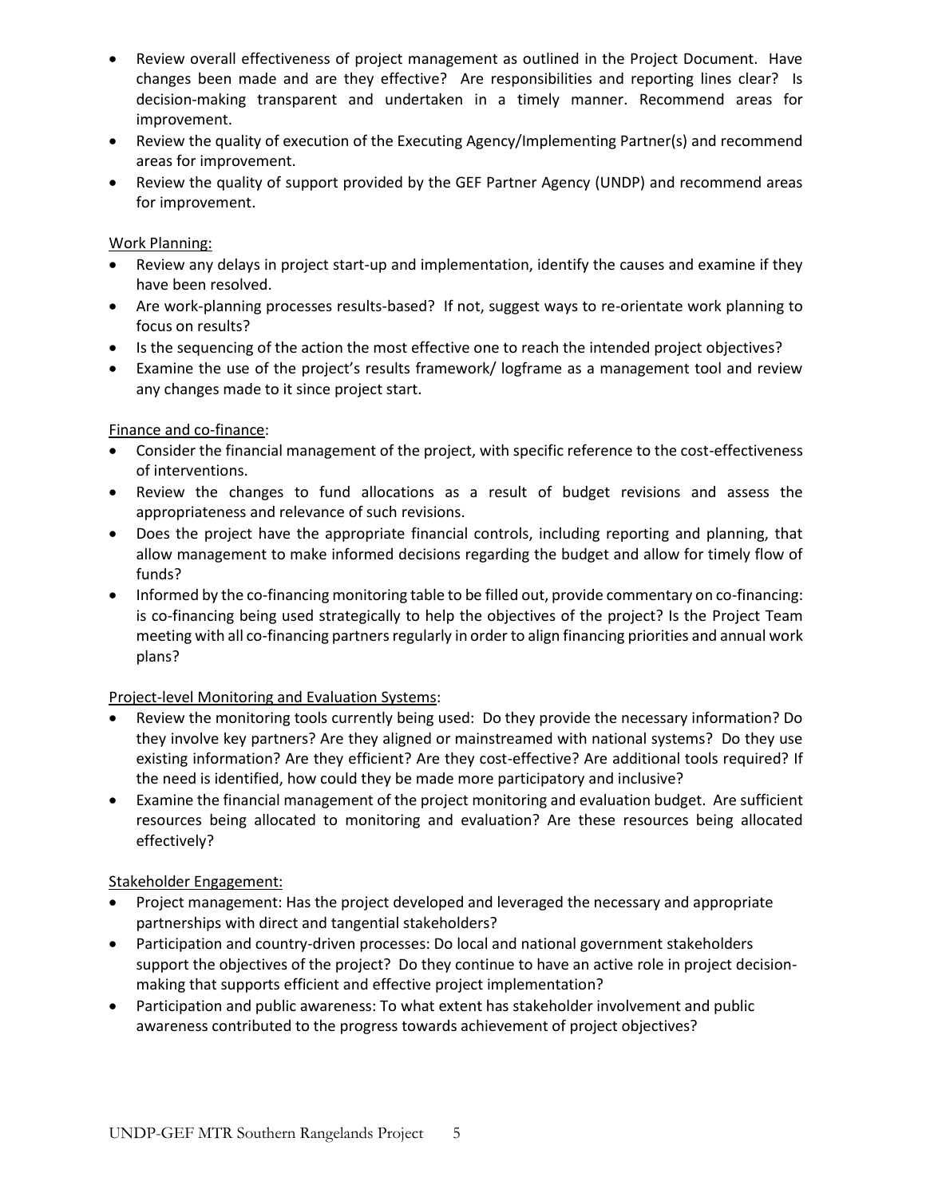- Review overall effectiveness of project management as outlined in the Project Document. Have changes been made and are they effective? Are responsibilities and reporting lines clear? Is decision-making transparent and undertaken in a timely manner. Recommend areas for improvement.
- Review the quality of execution of the Executing Agency/Implementing Partner(s) and recommend areas for improvement.
- Review the quality of support provided by the GEF Partner Agency (UNDP) and recommend areas for improvement.

Work Planning:

- Review any delays in project start-up and implementation, identify the causes and examine if they have been resolved.
- Are work-planning processes results-based? If not, suggest ways to re-orientate work planning to focus on results?
- Is the sequencing of the action the most effective one to reach the intended project objectives?
- Examine the use of the project's results framework/ logframe as a management tool and review any changes made to it since project start.

Finance and co-finance:

- Consider the financial management of the project, with specific reference to the cost-effectiveness of interventions.
- Review the changes to fund allocations as a result of budget revisions and assess the appropriateness and relevance of such revisions.
- Does the project have the appropriate financial controls, including reporting and planning, that allow management to make informed decisions regarding the budget and allow for timely flow of funds?
- Informed by the co-financing monitoring table to be filled out, provide commentary on co-financing: is co-financing being used strategically to help the objectives of the project? Is the Project Team meeting with all co-financing partners regularly in order to align financing priorities and annual work plans?

Project-level Monitoring and Evaluation Systems:

- Review the monitoring tools currently being used: Do they provide the necessary information? Do they involve key partners? Are they aligned or mainstreamed with national systems? Do they use existing information? Are they efficient? Are they cost-effective? Are additional tools required? If the need is identified, how could they be made more participatory and inclusive?
- Examine the financial management of the project monitoring and evaluation budget. Are sufficient resources being allocated to monitoring and evaluation? Are these resources being allocated effectively?

Stakeholder Engagement:

- Project management: Has the project developed and leveraged the necessary and appropriate partnerships with direct and tangential stakeholders?
- Participation and country-driven processes: Do local and national government stakeholders support the objectives of the project? Do they continue to have an active role in project decision-making that supports efficient and effective project implementation?
- Participation and public awareness: To what extent has stakeholder involvement and public awareness contributed to the progress towards achievement of project objectives?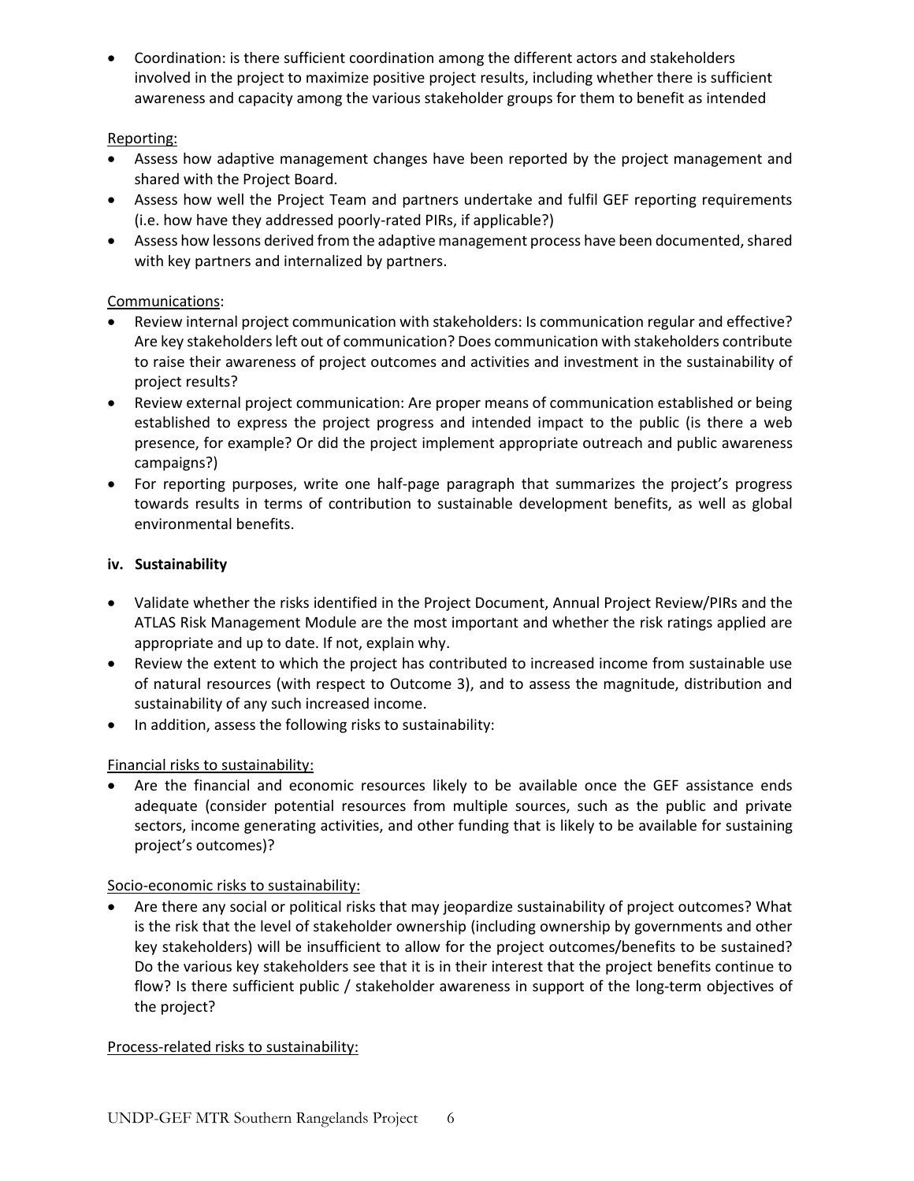- Coordination: is there sufficient coordination among the different actors and stakeholders involved in the project to maximize positive project results, including whether there is sufficient awareness and capacity among the various stakeholder groups for them to benefit as intended

Reporting:

- Assess how adaptive management changes have been reported by the project management and shared with the Project Board.
- Assess how well the Project Team and partners undertake and fulfil GEF reporting requirements (i.e. how have they addressed poorly-rated PIRs, if applicable?)
- Assess how lessons derived from the adaptive management process have been documented, shared with key partners and internalized by partners.

Communications:

- Review internal project communication with stakeholders: Is communication regular and effective? Are key stakeholders left out of communication? Does communication with stakeholders contribute to raise their awareness of project outcomes and activities and investment in the sustainability of project results?
- Review external project communication: Are proper means of communication established or being established to express the project progress and intended impact to the public (is there a web presence, for example? Or did the project implement appropriate outreach and public awareness campaigns?)
- For reporting purposes, write one half-page paragraph that summarizes the project's progress towards results in terms of contribution to sustainable development benefits, as well as global environmental benefits.

**iv. Sustainability**

- Validate whether the risks identified in the Project Document, Annual Project Review/PIRs and the ATLAS Risk Management Module are the most important and whether the risk ratings applied are appropriate and up to date. If not, explain why.
- Review the extent to which the project has contributed to increased income from sustainable use of natural resources (with respect to Outcome 3), and to assess the magnitude, distribution and sustainability of any such increased income.
- In addition, assess the following risks to sustainability:

Financial risks to sustainability:

- Are the financial and economic resources likely to be available once the GEF assistance ends adequate (consider potential resources from multiple sources, such as the public and private sectors, income generating activities, and other funding that is likely to be available for sustaining project's outcomes)?

Socio-economic risks to sustainability:

- Are there any social or political risks that may jeopardize sustainability of project outcomes? What is the risk that the level of stakeholder ownership (including ownership by governments and other key stakeholders) will be insufficient to allow for the project outcomes/benefits to be sustained? Do the various key stakeholders see that it is in their interest that the project benefits continue to flow? Is there sufficient public / stakeholder awareness in support of the long-term objectives of the project?

Process-related risks to sustainability: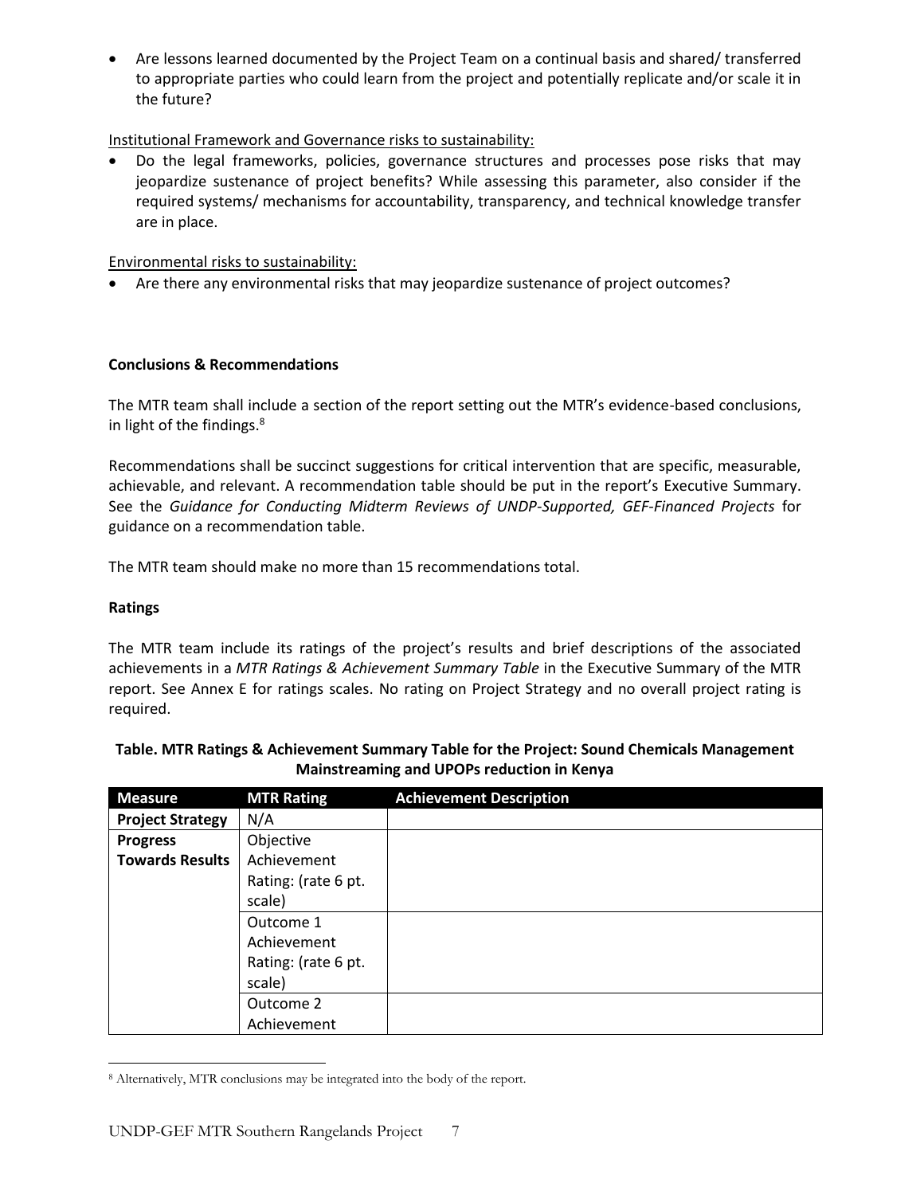- Are lessons learned documented by the Project Team on a continual basis and shared/ transferred to appropriate parties who could learn from the project and potentially replicate and/or scale it in the future?

Institutional Framework and Governance risks to sustainability:

- Do the legal frameworks, policies, governance structures and processes pose risks that may jeopardize sustenance of project benefits? While assessing this parameter, also consider if the required systems/ mechanisms for accountability, transparency, and technical knowledge transfer are in place.

Environmental risks to sustainability:

- Are there any environmental risks that may jeopardize sustenance of project outcomes?

**Conclusions & Recommendations**

The MTR team shall include a section of the report setting out the MTR's evidence-based conclusions, in light of the findings.[8]

Recommendations shall be succinct suggestions for critical intervention that are specific, measurable, achievable, and relevant. A recommendation table should be put in the report's Executive Summary. See the *Guidance for Conducting Midterm Reviews of UNDP-Supported, GEF-Financed Projects* for guidance on a recommendation table.

The MTR team should make no more than 15 recommendations total.

**Ratings**

The MTR team include its ratings of the project's results and brief descriptions of the associated achievements in a *MTR Ratings & Achievement Summary Table* in the Executive Summary of the MTR report. See Annex E for ratings scales. No rating on Project Strategy and no overall project rating is required.

**Table. MTR Ratings & Achievement Summary Table for the Project: Sound Chemicals Management Mainstreaming and UPOPs reduction in Kenya**

| Measure | MTR Rating | Achievement Description |
|---|---|---|
| **Project Strategy** | N/A | |
| **Progress Towards Results** | Objective Achievement Rating: (rate 6 pt. scale) | |
| | Outcome 1 Achievement Rating: (rate 6 pt. scale) | |
| | Outcome 2 Achievement | |

[8] Alternatively, MTR conclusions may be integrated into the body of the report.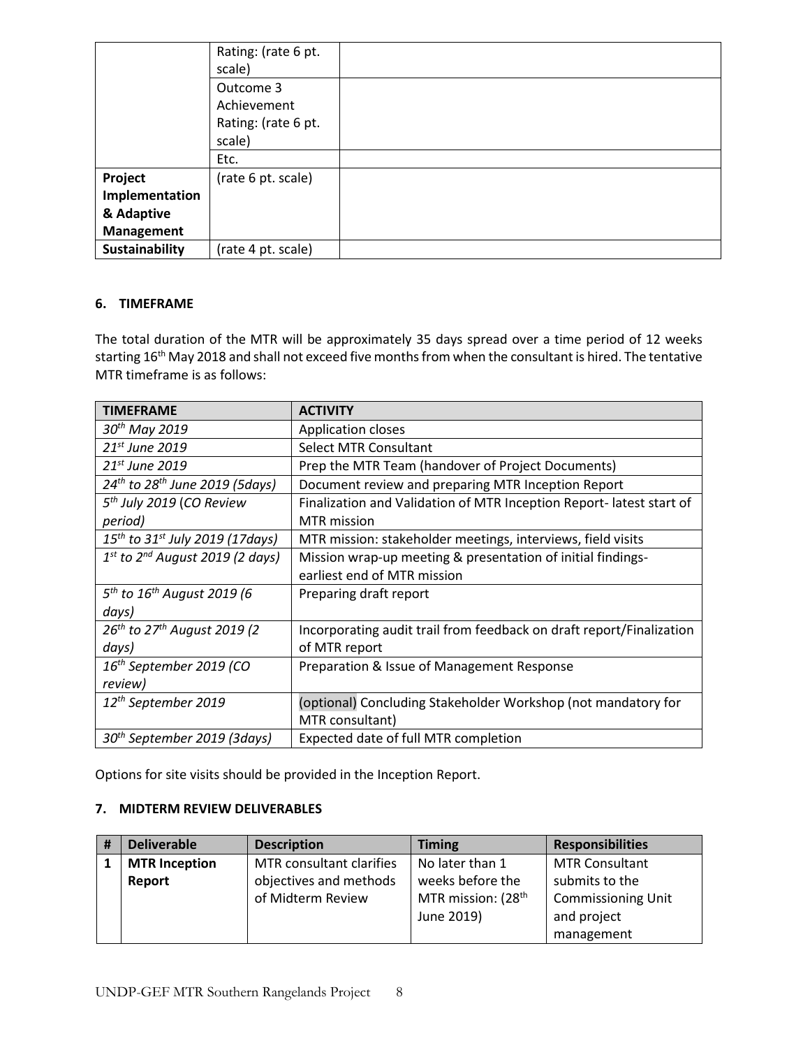| | Rating: (rate 6 pt. scale) | |
|---|---|---|
| | Outcome 3 Achievement Rating: (rate 6 pt. scale) | |
| | Etc. | |
| **Project Implementation & Adaptive Management** | (rate 6 pt. scale) | |
| **Sustainability** | (rate 4 pt. scale) | |

### 6. TIMEFRAME

The total duration of the MTR will be approximately 35 days spread over a time period of 12 weeks starting 16th May 2018 and shall not exceed five months from when the consultant is hired. The tentative MTR timeframe is as follows:

| TIMEFRAME | ACTIVITY |
|---|---|
| *30th May 2019* | Application closes |
| *21st June 2019* | Select MTR Consultant |
| *21st June 2019* | Prep the MTR Team (handover of Project Documents) |
| *24th to 28th June 2019 (5days)* | Document review and preparing MTR Inception Report |
| *5th July 2019 (CO Review period)* | Finalization and Validation of MTR Inception Report- latest start of MTR mission |
| *15th to 31st July 2019 (17days)* | MTR mission: stakeholder meetings, interviews, field visits |
| *1st to 2nd August 2019 (2 days)* | Mission wrap-up meeting & presentation of initial findings- earliest end of MTR mission |
| *5th to 16th August 2019 (6 days)* | Preparing draft report |
| *26th to 27th August 2019 (2 days)* | Incorporating audit trail from feedback on draft report/Finalization of MTR report |
| *16th September 2019 (CO review)* | Preparation & Issue of Management Response |
| *12th September 2019* | (optional) Concluding Stakeholder Workshop (not mandatory for MTR consultant) |
| *30th September 2019 (3days)* | Expected date of full MTR completion |

Options for site visits should be provided in the Inception Report.

### 7. MIDTERM REVIEW DELIVERABLES

| # | Deliverable | Description | Timing | Responsibilities |
|---|---|---|---|---|
| **1** | **MTR Inception Report** | MTR consultant clarifies objectives and methods of Midterm Review | No later than 1 weeks before the MTR mission: (28th June 2019) | MTR Consultant submits to the Commissioning Unit and project management |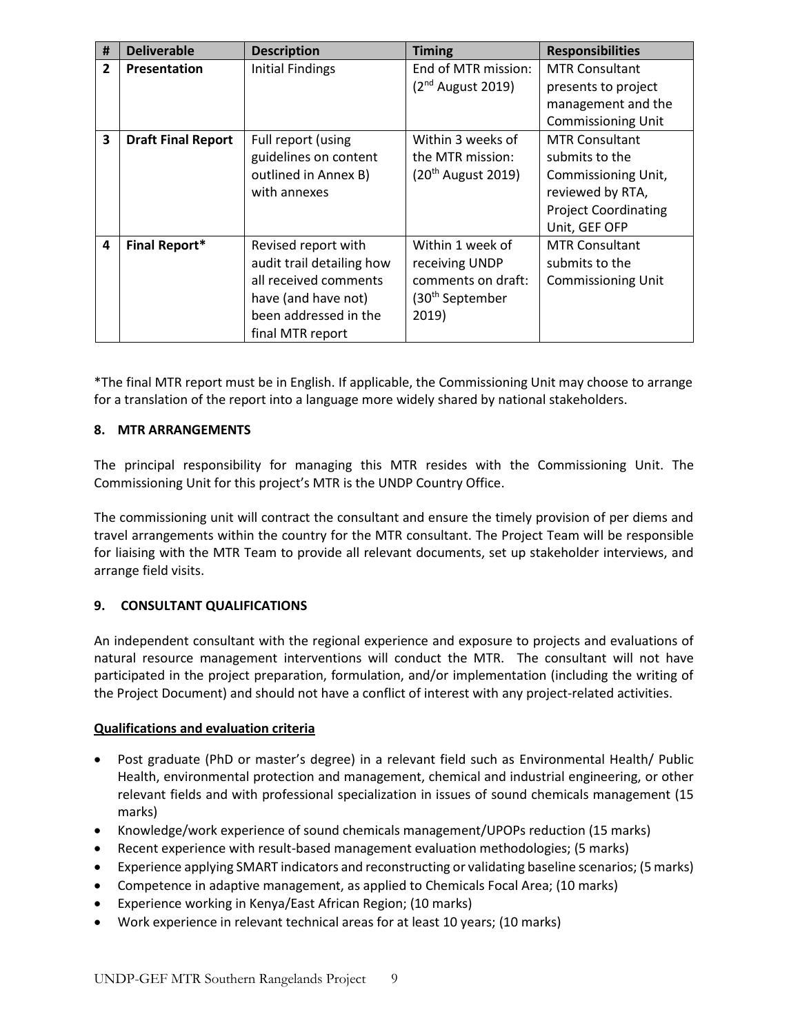| # | Deliverable | Description | Timing | Responsibilities |
|---|---|---|---|---|
| 2 | **Presentation** | Initial Findings | End of MTR mission: (2nd August 2019) | MTR Consultant presents to project management and the Commissioning Unit |
| 3 | **Draft Final Report** | Full report (using guidelines on content outlined in Annex B) with annexes | Within 3 weeks of the MTR mission: (20th August 2019) | MTR Consultant submits to the Commissioning Unit, reviewed by RTA, Project Coordinating Unit, GEF OFP |
| 4 | **Final Report*** | Revised report with audit trail detailing how all received comments have (and have not) been addressed in the final MTR report | Within 1 week of receiving UNDP comments on draft: (30th September 2019) | MTR Consultant submits to the Commissioning Unit |

*The final MTR report must be in English. If applicable, the Commissioning Unit may choose to arrange for a translation of the report into a language more widely shared by national stakeholders.

## 8. MTR ARRANGEMENTS

The principal responsibility for managing this MTR resides with the Commissioning Unit. The Commissioning Unit for this project's MTR is the UNDP Country Office.

The commissioning unit will contract the consultant and ensure the timely provision of per diems and travel arrangements within the country for the MTR consultant. The Project Team will be responsible for liaising with the MTR Team to provide all relevant documents, set up stakeholder interviews, and arrange field visits.

## 9. CONSULTANT QUALIFICATIONS

An independent consultant with the regional experience and exposure to projects and evaluations of natural resource management interventions will conduct the MTR. The consultant will not have participated in the project preparation, formulation, and/or implementation (including the writing of the Project Document) and should not have a conflict of interest with any project-related activities.

**Qualifications and evaluation criteria**

- Post graduate (PhD or master's degree) in a relevant field such as Environmental Health/ Public Health, environmental protection and management, chemical and industrial engineering, or other relevant fields and with professional specialization in issues of sound chemicals management (15 marks)
- Knowledge/work experience of sound chemicals management/UPOPs reduction (15 marks)
- Recent experience with result-based management evaluation methodologies; (5 marks)
- Experience applying SMART indicators and reconstructing or validating baseline scenarios; (5 marks)
- Competence in adaptive management, as applied to Chemicals Focal Area; (10 marks)
- Experience working in Kenya/East African Region; (10 marks)
- Work experience in relevant technical areas for at least 10 years; (10 marks)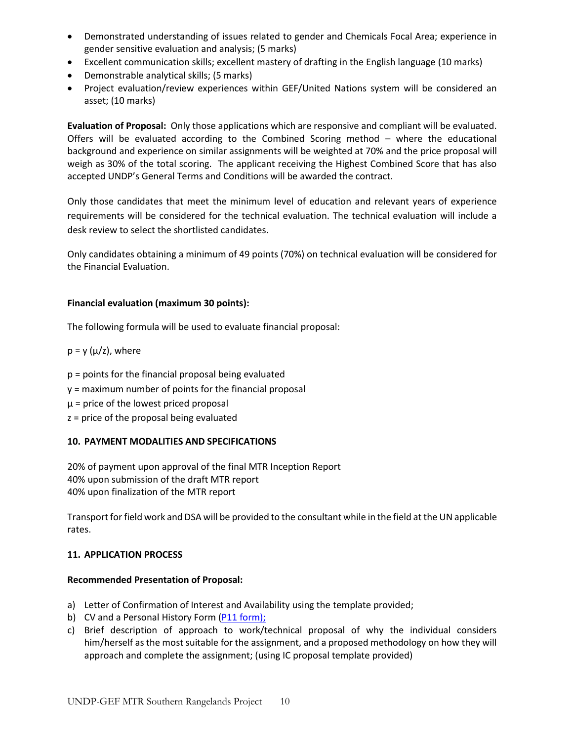- Demonstrated understanding of issues related to gender and Chemicals Focal Area; experience in gender sensitive evaluation and analysis; (5 marks)
- Excellent communication skills; excellent mastery of drafting in the English language (10 marks)
- Demonstrable analytical skills; (5 marks)
- Project evaluation/review experiences within GEF/United Nations system will be considered an asset; (10 marks)

**Evaluation of Proposal:** Only those applications which are responsive and compliant will be evaluated. Offers will be evaluated according to the Combined Scoring method – where the educational background and experience on similar assignments will be weighted at 70% and the price proposal will weigh as 30% of the total scoring. The applicant receiving the Highest Combined Score that has also accepted UNDP's General Terms and Conditions will be awarded the contract.

Only those candidates that meet the minimum level of education and relevant years of experience requirements will be considered for the technical evaluation. The technical evaluation will include a desk review to select the shortlisted candidates.

Only candidates obtaining a minimum of 49 points (70%) on technical evaluation will be considered for the Financial Evaluation.

**Financial evaluation (maximum 30 points):**

The following formula will be used to evaluate financial proposal:

$p = y\ (\mu/z)$, where

$p$ = points for the financial proposal being evaluated

$y$ = maximum number of points for the financial proposal

$\mu$ = price of the lowest priced proposal

$z$ = price of the proposal being evaluated

**10. PAYMENT MODALITIES AND SPECIFICATIONS**

20% of payment upon approval of the final MTR Inception Report
40% upon submission of the draft MTR report
40% upon finalization of the MTR report

Transport for field work and DSA will be provided to the consultant while in the field at the UN applicable rates.

**11. APPLICATION PROCESS**

**Recommended Presentation of Proposal:**

a) Letter of Confirmation of Interest and Availability using the template provided;
b) CV and a Personal History Form (P11 form);
c) Brief description of approach to work/technical proposal of why the individual considers him/herself as the most suitable for the assignment, and a proposed methodology on how they will approach and complete the assignment; (using IC proposal template provided)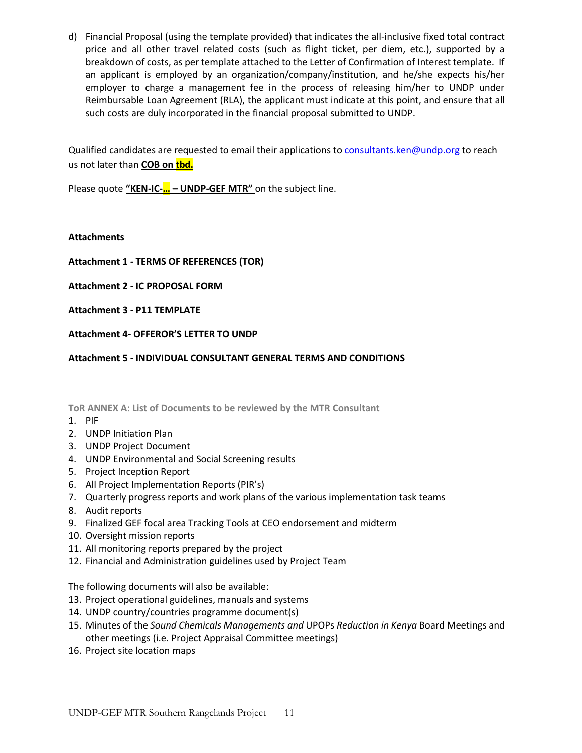d) Financial Proposal (using the template provided) that indicates the all-inclusive fixed total contract price and all other travel related costs (such as flight ticket, per diem, etc.), supported by a breakdown of costs, as per template attached to the Letter of Confirmation of Interest template. If an applicant is employed by an organization/company/institution, and he/she expects his/her employer to charge a management fee in the process of releasing him/her to UNDP under Reimbursable Loan Agreement (RLA), the applicant must indicate at this point, and ensure that all such costs are duly incorporated in the financial proposal submitted to UNDP.

Qualified candidates are requested to email their applications to consultants.ken@undp.org to reach us not later than **COB on tbd.**

Please quote **"KEN-IC-… – UNDP-GEF MTR"** on the subject line.

**Attachments**

**Attachment 1 - TERMS OF REFERENCES (TOR)**

**Attachment 2 - IC PROPOSAL FORM**

**Attachment 3 - P11 TEMPLATE**

**Attachment 4- OFFEROR'S LETTER TO UNDP**

**Attachment 5 - INDIVIDUAL CONSULTANT GENERAL TERMS AND CONDITIONS**

### ToR ANNEX A: List of Documents to be reviewed by the MTR Consultant

1. PIF
2. UNDP Initiation Plan
3. UNDP Project Document
4. UNDP Environmental and Social Screening results
5. Project Inception Report
6. All Project Implementation Reports (PIR's)
7. Quarterly progress reports and work plans of the various implementation task teams
8. Audit reports
9. Finalized GEF focal area Tracking Tools at CEO endorsement and midterm
10. Oversight mission reports
11. All monitoring reports prepared by the project
12. Financial and Administration guidelines used by Project Team

The following documents will also be available:

13. Project operational guidelines, manuals and systems
14. UNDP country/countries programme document(s)
15. Minutes of the *Sound Chemicals Managements and* UPOPs *Reduction in Kenya* Board Meetings and other meetings (i.e. Project Appraisal Committee meetings)
16. Project site location maps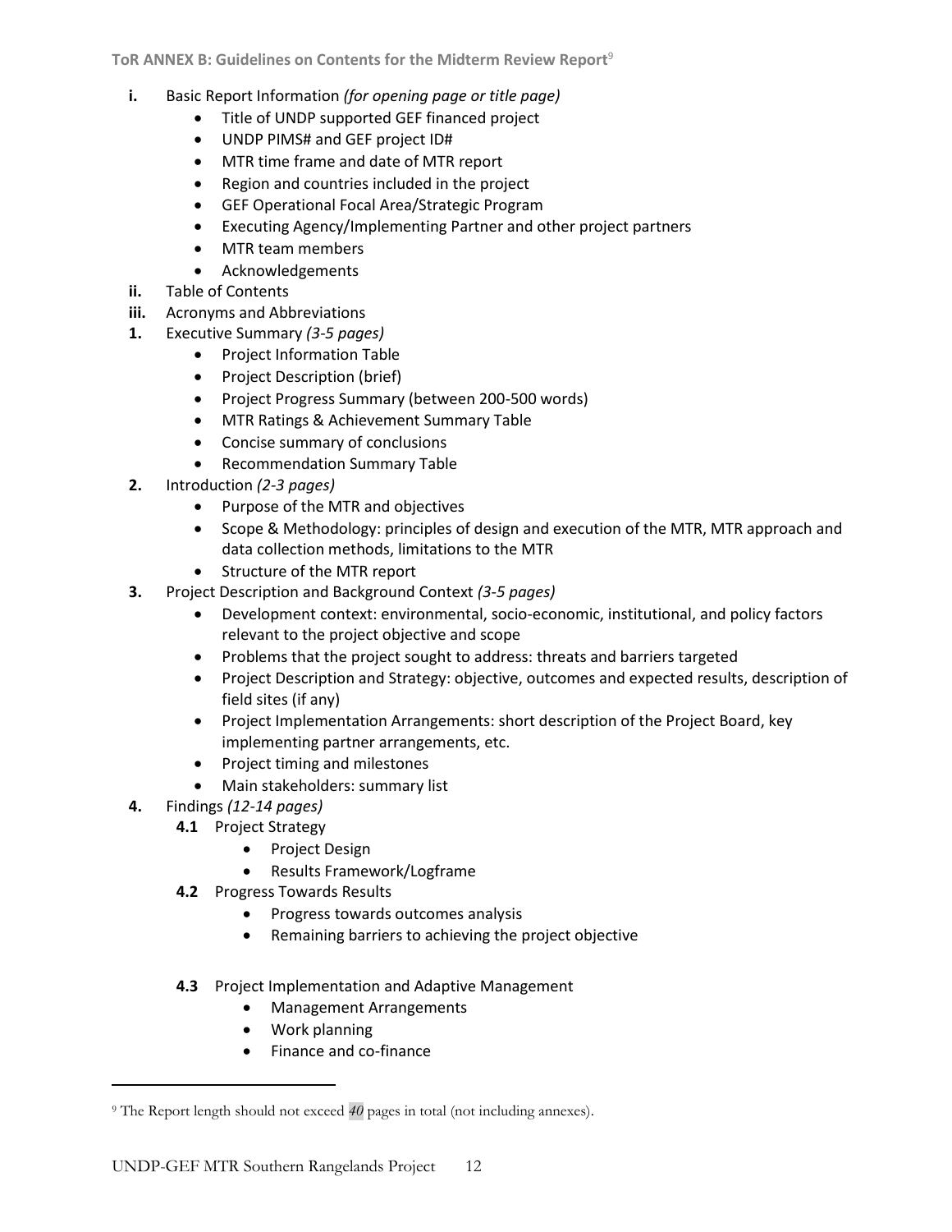**ToR ANNEX B: Guidelines on Contents for the Midterm Review Report**[9]

- **i.** Basic Report Information *(for opening page or title page)*
  - Title of UNDP supported GEF financed project
  - UNDP PIMS# and GEF project ID#
  - MTR time frame and date of MTR report
  - Region and countries included in the project
  - GEF Operational Focal Area/Strategic Program
  - Executing Agency/Implementing Partner and other project partners
  - MTR team members
  - Acknowledgements
- **ii.** Table of Contents
- **iii.** Acronyms and Abbreviations
- **1.** Executive Summary *(3-5 pages)*
  - Project Information Table
  - Project Description (brief)
  - Project Progress Summary (between 200-500 words)
  - MTR Ratings & Achievement Summary Table
  - Concise summary of conclusions
  - Recommendation Summary Table
- **2.** Introduction *(2-3 pages)*
  - Purpose of the MTR and objectives
  - Scope & Methodology: principles of design and execution of the MTR, MTR approach and data collection methods, limitations to the MTR
  - Structure of the MTR report
- **3.** Project Description and Background Context *(3-5 pages)*
  - Development context: environmental, socio-economic, institutional, and policy factors relevant to the project objective and scope
  - Problems that the project sought to address: threats and barriers targeted
  - Project Description and Strategy: objective, outcomes and expected results, description of field sites (if any)
  - Project Implementation Arrangements: short description of the Project Board, key implementing partner arrangements, etc.
  - Project timing and milestones
  - Main stakeholders: summary list
- **4.** Findings *(12-14 pages)*
  - **4.1** Project Strategy
    - Project Design
    - Results Framework/Logframe
  - **4.2** Progress Towards Results
    - Progress towards outcomes analysis
    - Remaining barriers to achieving the project objective
  - **4.3** Project Implementation and Adaptive Management
    - Management Arrangements
    - Work planning
    - Finance and co-finance

[9] The Report length should not exceed *40* pages in total (not including annexes).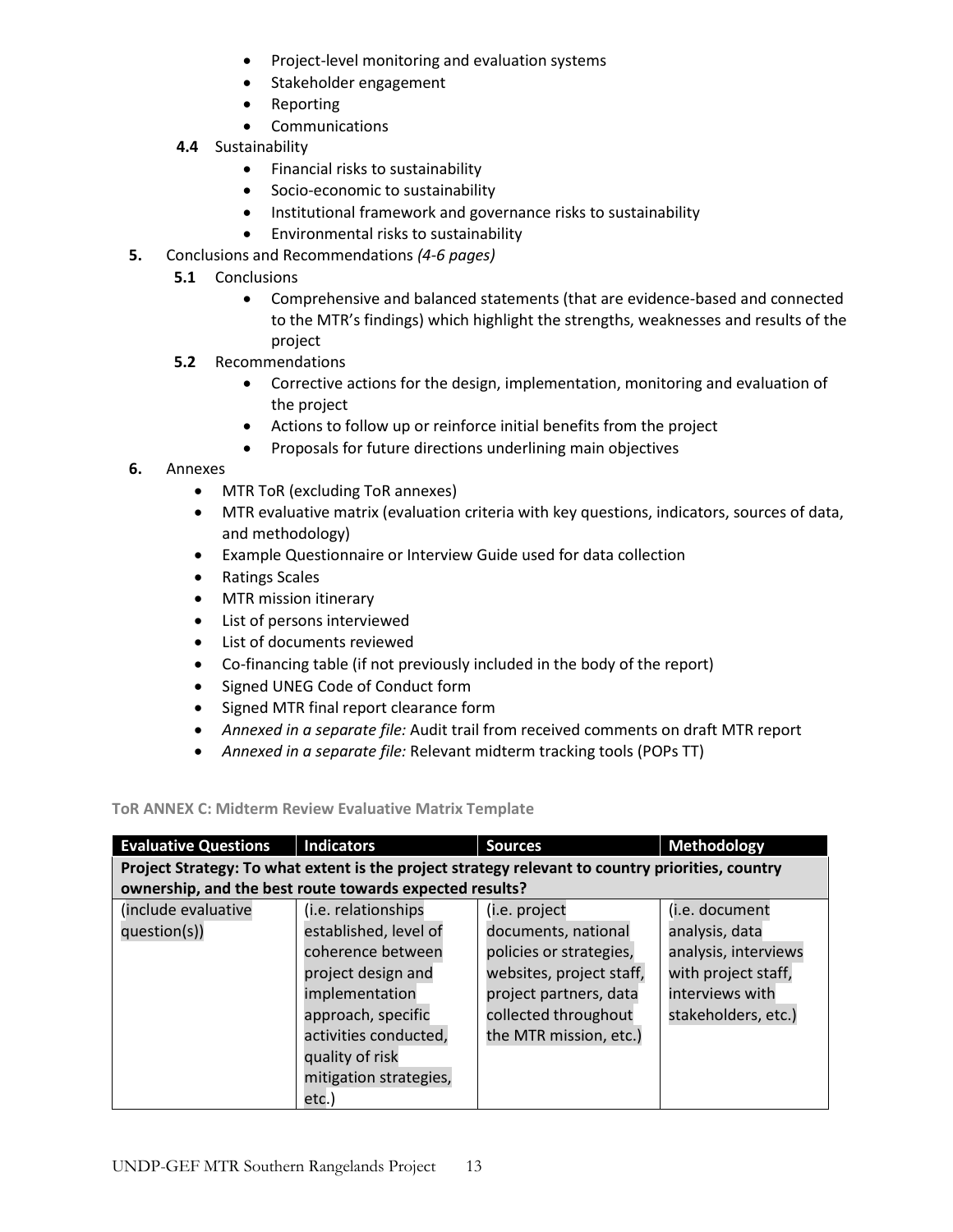- Project-level monitoring and evaluation systems
- Stakeholder engagement
- Reporting
- Communications

**4.4** Sustainability

- Financial risks to sustainability
- Socio-economic to sustainability
- Institutional framework and governance risks to sustainability
- Environmental risks to sustainability

**5.** Conclusions and Recommendations *(4-6 pages)*

**5.1** Conclusions

- Comprehensive and balanced statements (that are evidence-based and connected to the MTR's findings) which highlight the strengths, weaknesses and results of the project

**5.2** Recommendations

- Corrective actions for the design, implementation, monitoring and evaluation of the project
- Actions to follow up or reinforce initial benefits from the project
- Proposals for future directions underlining main objectives

**6.** Annexes

- MTR ToR (excluding ToR annexes)
- MTR evaluative matrix (evaluation criteria with key questions, indicators, sources of data, and methodology)
- Example Questionnaire or Interview Guide used for data collection
- Ratings Scales
- MTR mission itinerary
- List of persons interviewed
- List of documents reviewed
- Co-financing table (if not previously included in the body of the report)
- Signed UNEG Code of Conduct form
- Signed MTR final report clearance form
- *Annexed in a separate file:* Audit trail from received comments on draft MTR report
- *Annexed in a separate file:* Relevant midterm tracking tools (POPs TT)

**ToR ANNEX C: Midterm Review Evaluative Matrix Template**

| Evaluative Questions | Indicators | Sources | Methodology |
|---|---|---|---|
| **Project Strategy: To what extent is the project strategy relevant to country priorities, country ownership, and the best route towards expected results?** | | | |
| (include evaluative question(s)) | (i.e. relationships established, level of coherence between project design and implementation approach, specific activities conducted, quality of risk mitigation strategies, etc.) | (i.e. project documents, national policies or strategies, websites, project staff, project partners, data collected throughout the MTR mission, etc.) | (i.e. document analysis, data analysis, interviews with project staff, interviews with stakeholders, etc.) |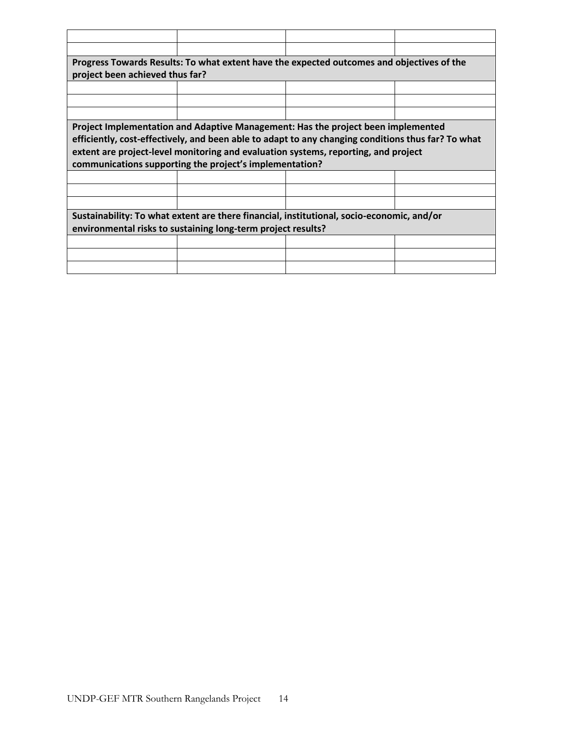| | | | |
|---|---|---|---|
| | | | |
| | | | |
| **Progress Towards Results: To what extent have the expected outcomes and objectives of the project been achieved thus far?** | | | |
| | | | |
| | | | |
| | | | |
| **Project Implementation and Adaptive Management: Has the project been implemented efficiently, cost-effectively, and been able to adapt to any changing conditions thus far? To what extent are project-level monitoring and evaluation systems, reporting, and project communications supporting the project's implementation?** | | | |
| | | | |
| | | | |
| | | | |
| **Sustainability: To what extent are there financial, institutional, socio-economic, and/or environmental risks to sustaining long-term project results?** | | | |
| | | | |
| | | | |
| | | | |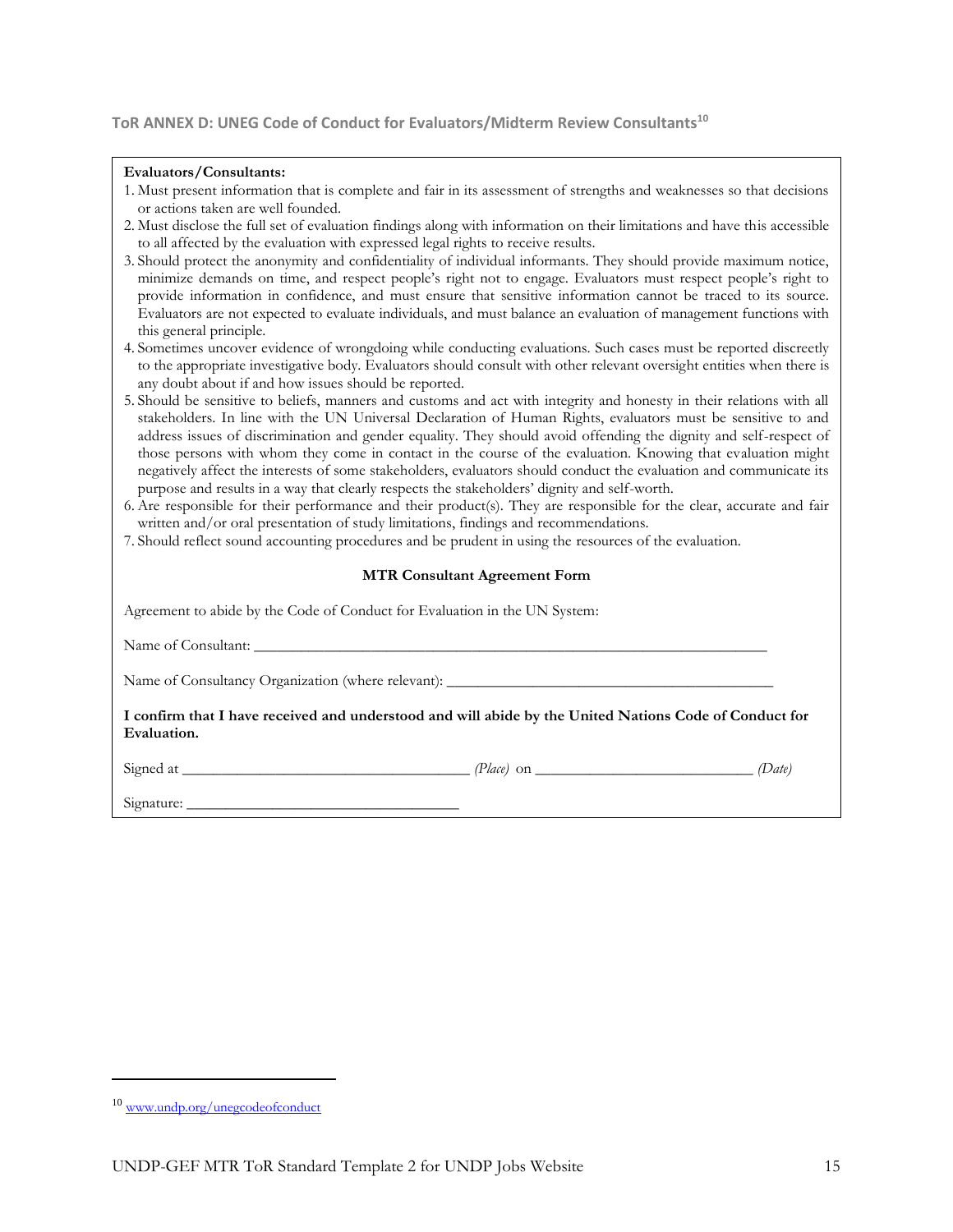## ToR ANNEX D: UNEG Code of Conduct for Evaluators/Midterm Review Consultants[10]

**Evaluators/Consultants:**

1. Must present information that is complete and fair in its assessment of strengths and weaknesses so that decisions or actions taken are well founded.
2. Must disclose the full set of evaluation findings along with information on their limitations and have this accessible to all affected by the evaluation with expressed legal rights to receive results.
3. Should protect the anonymity and confidentiality of individual informants. They should provide maximum notice, minimize demands on time, and respect people's right not to engage. Evaluators must respect people's right to provide information in confidence, and must ensure that sensitive information cannot be traced to its source. Evaluators are not expected to evaluate individuals, and must balance an evaluation of management functions with this general principle.
4. Sometimes uncover evidence of wrongdoing while conducting evaluations. Such cases must be reported discreetly to the appropriate investigative body. Evaluators should consult with other relevant oversight entities when there is any doubt about if and how issues should be reported.
5. Should be sensitive to beliefs, manners and customs and act with integrity and honesty in their relations with all stakeholders. In line with the UN Universal Declaration of Human Rights, evaluators must be sensitive to and address issues of discrimination and gender equality. They should avoid offending the dignity and self-respect of those persons with whom they come in contact in the course of the evaluation. Knowing that evaluation might negatively affect the interests of some stakeholders, evaluators should conduct the evaluation and communicate its purpose and results in a way that clearly respects the stakeholders' dignity and self-worth.
6. Are responsible for their performance and their product(s). They are responsible for the clear, accurate and fair written and/or oral presentation of study limitations, findings and recommendations.
7. Should reflect sound accounting procedures and be prudent in using the resources of the evaluation.

**MTR Consultant Agreement Form**

Agreement to abide by the Code of Conduct for Evaluation in the UN System:

Name of Consultant: ____________________________________________________________________

Name of Consultancy Organization (where relevant): ___________________________________________

**I confirm that I have received and understood and will abide by the United Nations Code of Conduct for Evaluation.**

Signed at _____________________________________ *(Place)* on ____________________________ *(Date)*

Signature: ___________________________________

---

[10] www.undp.org/unegcodeofconduct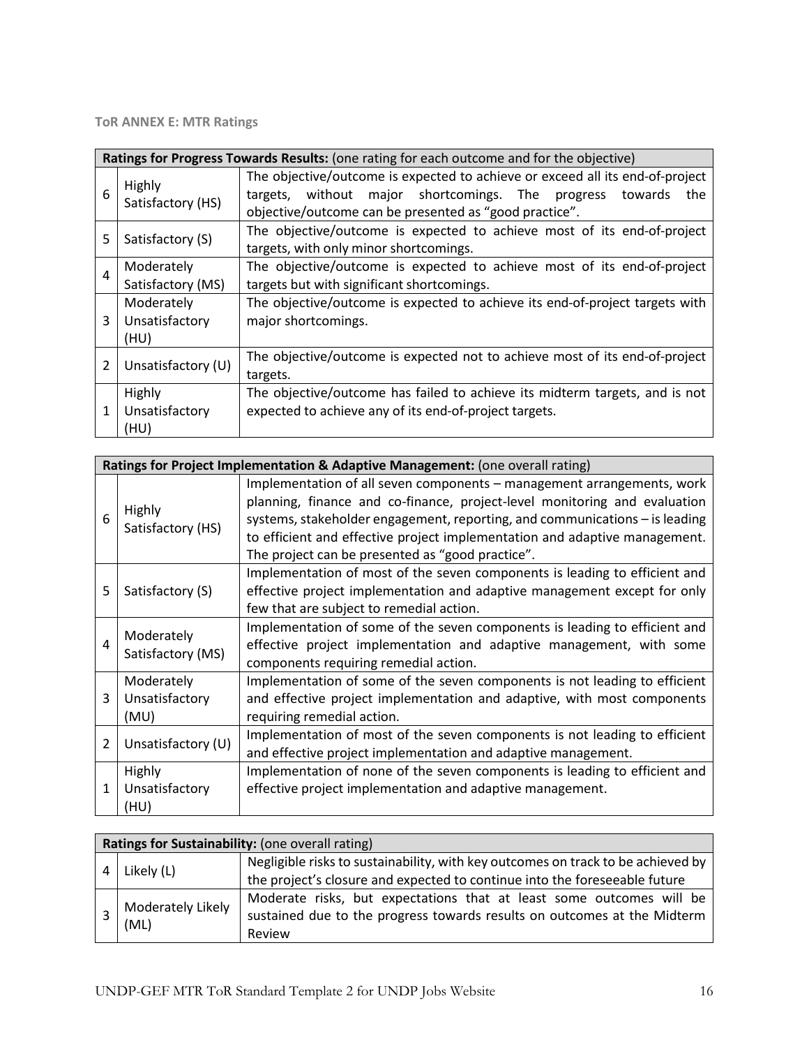**ToR ANNEX E: MTR Ratings**

| **Ratings for Progress Towards Results:** (one rating for each outcome and for the objective) | | |
|---|---|---|
| 6 | Highly Satisfactory (HS) | The objective/outcome is expected to achieve or exceed all its end-of-project targets, without major shortcomings. The progress towards the objective/outcome can be presented as "good practice". |
| 5 | Satisfactory (S) | The objective/outcome is expected to achieve most of its end-of-project targets, with only minor shortcomings. |
| 4 | Moderately Satisfactory (MS) | The objective/outcome is expected to achieve most of its end-of-project targets but with significant shortcomings. |
| 3 | Moderately Unsatisfactory (HU) | The objective/outcome is expected to achieve its end-of-project targets with major shortcomings. |
| 2 | Unsatisfactory (U) | The objective/outcome is expected not to achieve most of its end-of-project targets. |
| 1 | Highly Unsatisfactory (HU) | The objective/outcome has failed to achieve its midterm targets, and is not expected to achieve any of its end-of-project targets. |

| **Ratings for Project Implementation & Adaptive Management:** (one overall rating) | | |
|---|---|---|
| 6 | Highly Satisfactory (HS) | Implementation of all seven components – management arrangements, work planning, finance and co-finance, project-level monitoring and evaluation systems, stakeholder engagement, reporting, and communications – is leading to efficient and effective project implementation and adaptive management. The project can be presented as "good practice". |
| 5 | Satisfactory (S) | Implementation of most of the seven components is leading to efficient and effective project implementation and adaptive management except for only few that are subject to remedial action. |
| 4 | Moderately Satisfactory (MS) | Implementation of some of the seven components is leading to efficient and effective project implementation and adaptive management, with some components requiring remedial action. |
| 3 | Moderately Unsatisfactory (MU) | Implementation of some of the seven components is not leading to efficient and effective project implementation and adaptive, with most components requiring remedial action. |
| 2 | Unsatisfactory (U) | Implementation of most of the seven components is not leading to efficient and effective project implementation and adaptive management. |
| 1 | Highly Unsatisfactory (HU) | Implementation of none of the seven components is leading to efficient and effective project implementation and adaptive management. |

| **Ratings for Sustainability:** (one overall rating) | | |
|---|---|---|
| 4 | Likely (L) | Negligible risks to sustainability, with key outcomes on track to be achieved by the project's closure and expected to continue into the foreseeable future |
| 3 | Moderately Likely (ML) | Moderate risks, but expectations that at least some outcomes will be sustained due to the progress towards results on outcomes at the Midterm Review |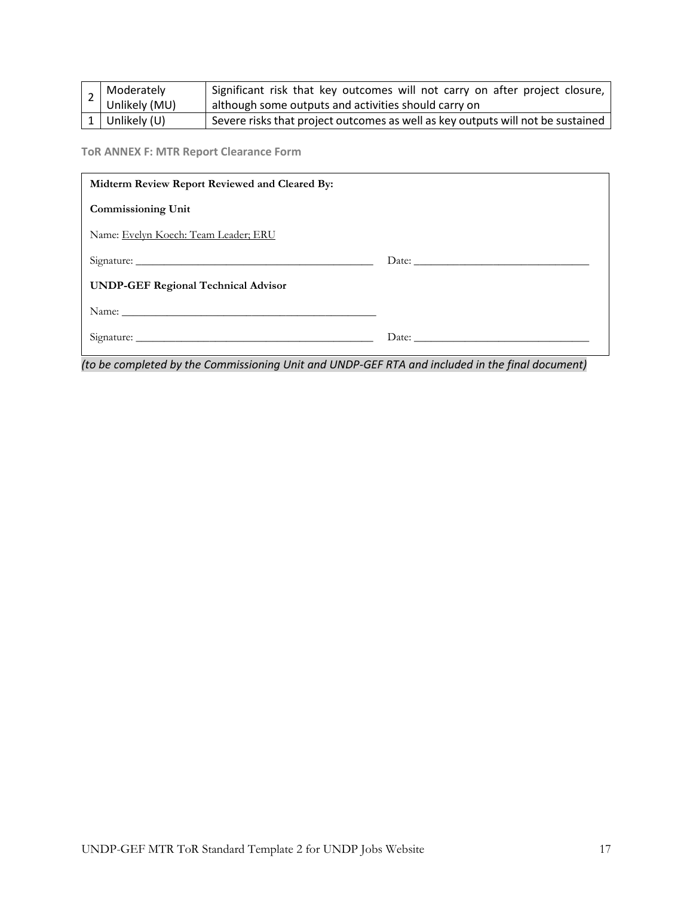| | | |
|---|---|---|
| 2 | Moderately Unlikely (MU) | Significant risk that key outcomes will not carry on after project closure, although some outputs and activities should carry on |
| 1 | Unlikely (U) | Severe risks that project outcomes as well as key outputs will not be sustained |

#### ToR ANNEX F: MTR Report Clearance Form

**Midterm Review Report Reviewed and Cleared By:**

**Commissioning Unit**

Name: Evelyn Koech: Team Leader; ERU

Signature: ___________________________________________ Date: _______________________________

**UNDP-GEF Regional Technical Advisor**

Name: _____________________________________________

Signature: ___________________________________________ Date: _______________________________

*(to be completed by the Commissioning Unit and UNDP-GEF RTA and included in the final document)*